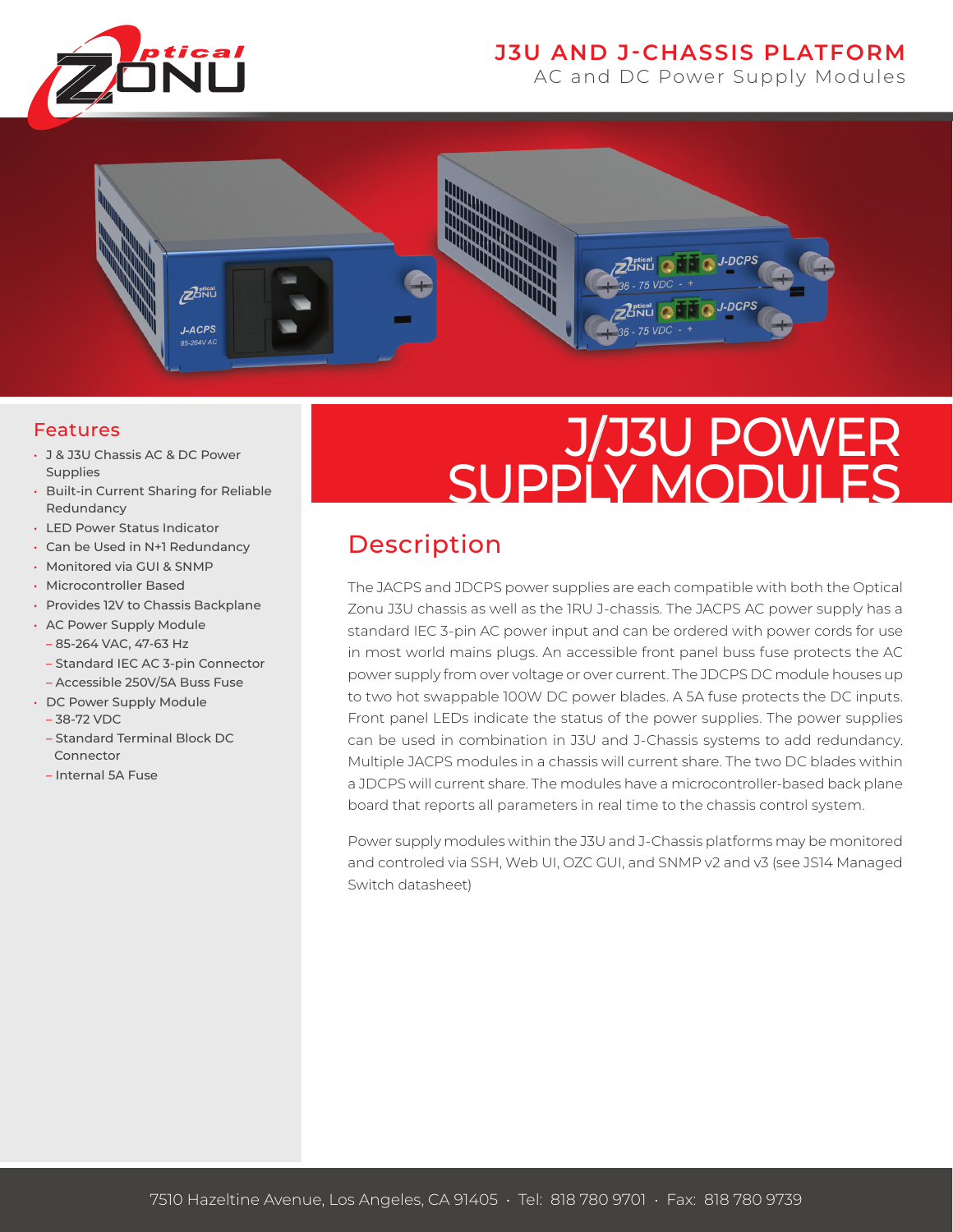# J3U AND J-CHASSIS PLATFORM

AC and DC Power Supply Modules

# J/J3U POWER SUPPLY MODULES

## Features

- J & J3U Chassis AC & DC Power Supplies
- Built-in Current Sharing for Reliable Redundancy
- LED Power Status Indicator
- Can be Used in N+1 Redundancy
- Monitored via GUI & SNMP
- Microcontroller Based
- Provides 12V to Chassis Backplane
- AC Power Supply Module
  - 85-264 VAC, 47-63 Hz
  - Standard IEC AC 3-pin Connector
  - Accessible 250V/5A Buss Fuse
- DC Power Supply Module
  - 38-72 VDC
  - Standard Terminal Block DC Connector
  - Internal 5A Fuse

## Description

The JACPS and JDCPS power supplies are each compatible with both the Optical Zonu J3U chassis as well as the 1RU J-chassis. The JACPS AC power supply has a standard IEC 3-pin AC power input and can be ordered with power cords for use in most world mains plugs. An accessible front panel buss fuse protects the AC power supply from over voltage or over current. The JDCPS DC module houses up to two hot swappable 100W DC power blades. A 5A fuse protects the DC inputs. Front panel LEDs indicate the status of the power supplies. The power supplies can be used in combination in J3U and J-Chassis systems to add redundancy. Multiple JACPS modules in a chassis will current share. The two DC blades within a JDCPS will current share. The modules have a microcontroller-based back plane board that reports all parameters in real time to the chassis control system.

Power supply modules within the J3U and J-Chassis platforms may be monitored and controled via SSH, Web UI, OZC GUI, and SNMP v2 and v3 (see JS14 Managed Switch datasheet)

7510 Hazeltine Avenue, Los Angeles, CA 91405 · Tel: 818 780 9701 · Fax: 818 780 9739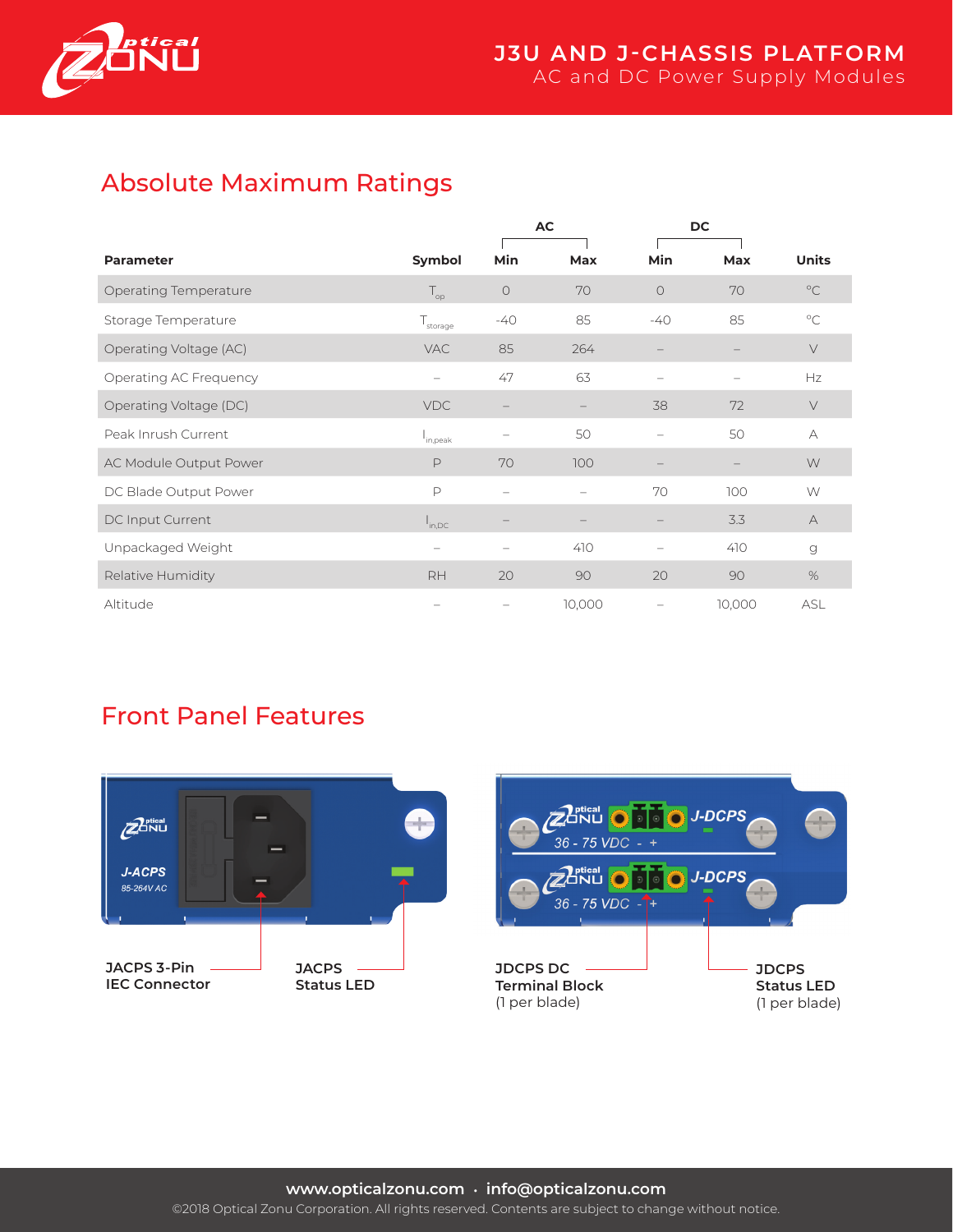## Absolute Maximum Ratings

| Parameter | Symbol | AC Min | AC Max | DC Min | DC Max | Units |
|---|---|---|---|---|---|---|
| Operating Temperature | $T_{op}$ | 0 | 70 | 0 | 70 | °C |
| Storage Temperature | $T_{storage}$ | -40 | 85 | -40 | 85 | °C |
| Operating Voltage (AC) | VAC | 85 | 264 | – | – | V |
| Operating AC Frequency | – | 47 | 63 | – | – | Hz |
| Operating Voltage (DC) | VDC | – | – | 38 | 72 | V |
| Peak Inrush Current | $I_{in,peak}$ | – | 50 | – | 50 | A |
| AC Module Output Power | P | 70 | 100 | – | – | W |
| DC Blade Output Power | P | – | – | 70 | 100 | W |
| DC Input Current | $I_{in,DC}$ | – | – | – | 3.3 | A |
| Unpackaged Weight | – | – | 410 | – | 410 | g |
| Relative Humidity | RH | 20 | 90 | 20 | 90 | % |
| Altitude | – | – | 10,000 | – | 10,000 | ASL |

## Front Panel Features

**JACPS 3-Pin IEC Connector**

**JACPS Status LED**

**JDCPS DC Terminal Block** (1 per blade)

**JDCPS Status LED** (1 per blade)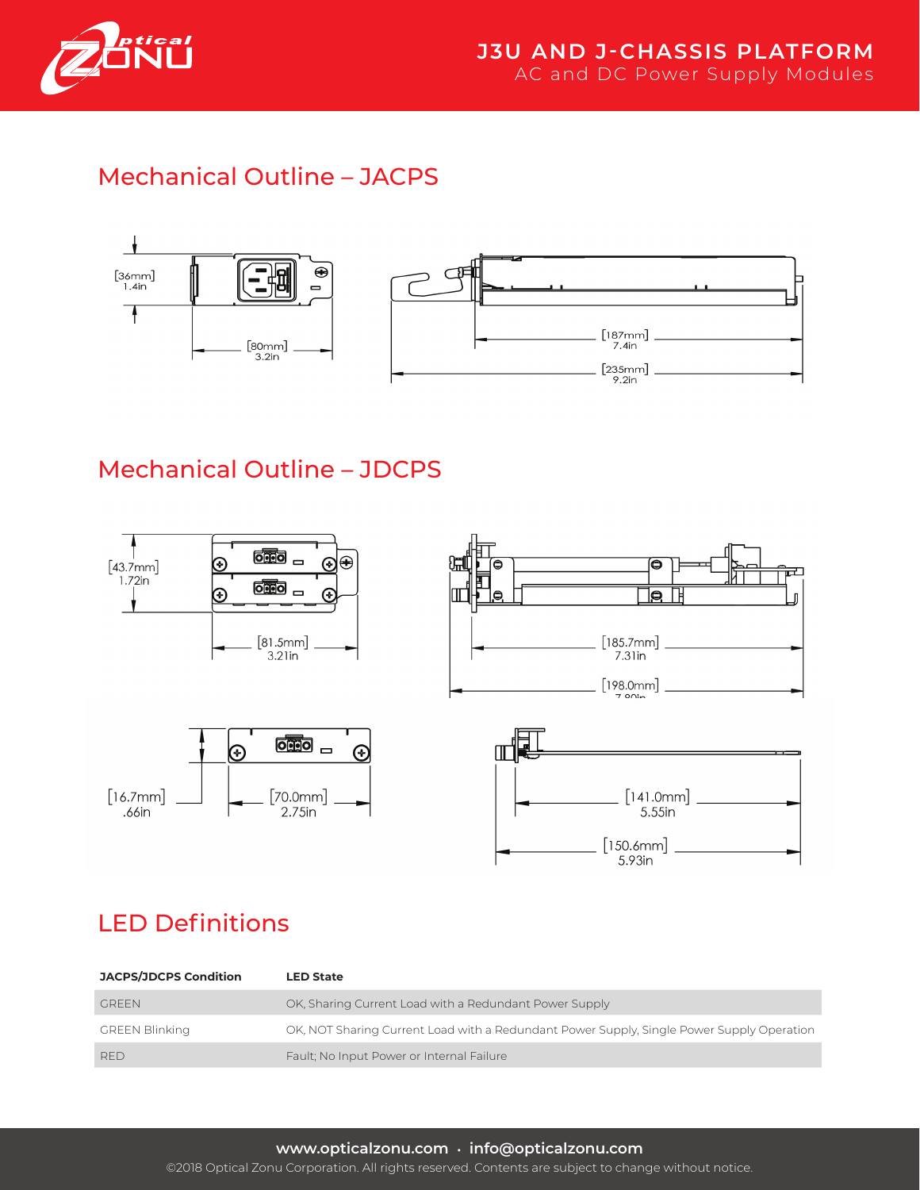## Mechanical Outline – JACPS

[36mm] 1.4in

[80mm] 3.2in

[187mm] 7.4in

[235mm] 9.2in

## Mechanical Outline – JDCPS

[43.7mm] 1.72in

[81.5mm] 3.21in

[185.7mm] 7.31in

[198.0mm] 7.80in

[16.7mm] .66in

[70.0mm] 2.75in

[141.0mm] 5.55in

[150.6mm] 5.93in

## LED Definitions

| JACPS/JDCPS Condition | LED State |
| --- | --- |
| GREEN | OK, Sharing Current Load with a Redundant Power Supply |
| GREEN Blinking | OK, NOT Sharing Current Load with a Redundant Power Supply, Single Power Supply Operation |
| RED | Fault; No Input Power or Internal Failure |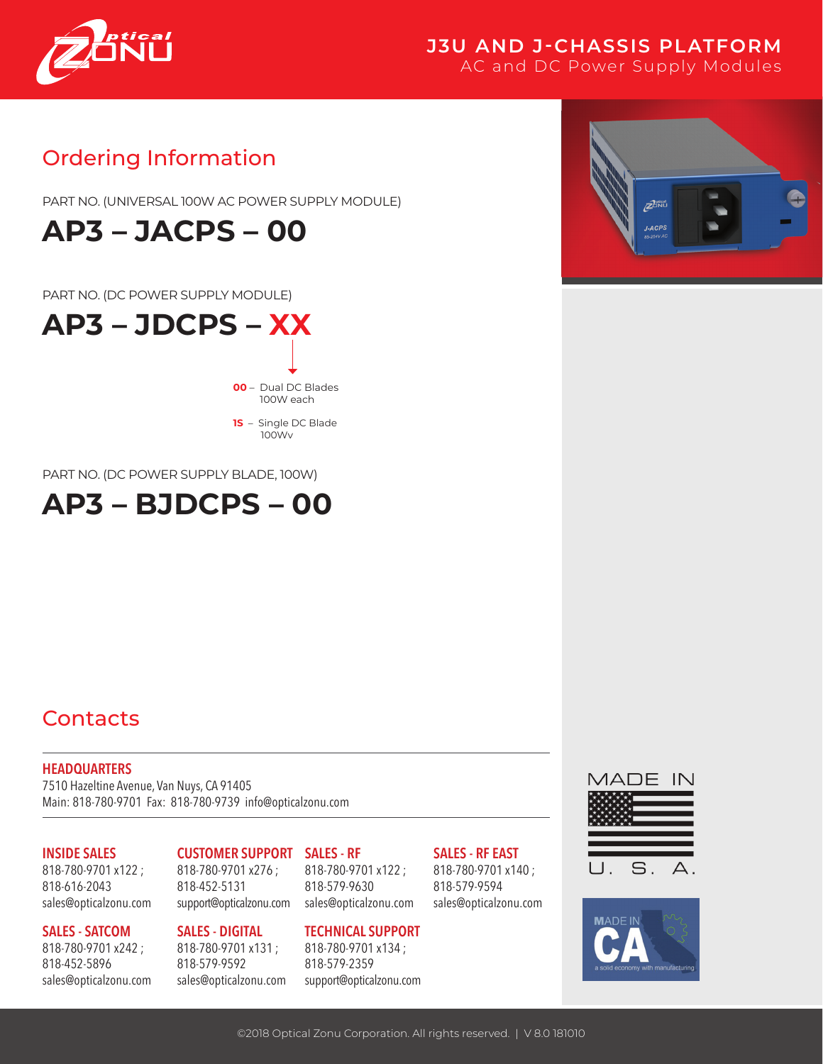## Ordering Information

PART NO. (UNIVERSAL 100W AC POWER SUPPLY MODULE)

**AP3 – JACPS – 00**

PART NO. (DC POWER SUPPLY MODULE)

**AP3 – JDCPS – XX**

**00** – Dual DC Blades 100W each

**1S** – Single DC Blade 100Wv

PART NO. (DC POWER SUPPLY BLADE, 100W)

**AP3 – BJDCPS – 00**

## Contacts

**HEADQUARTERS**
7510 Hazeltine Avenue, Van Nuys, CA 91405
Main: 818-780-9701 Fax: 818-780-9739 info@opticalzonu.com

**INSIDE SALES**
818-780-9701 x122 ;
818-616-2043
sales@opticalzonu.com

**CUSTOMER SUPPORT**
818-780-9701 x276 ;
818-452-5131
support@opticalzonu.com

**SALES - RF**
818-780-9701 x122 ;
818-579-9630
sales@opticalzonu.com

**SALES - RF EAST**
818-780-9701 x140 ;
818-579-9594
sales@opticalzonu.com

**SALES - SATCOM**
818-780-9701 x242 ;
818-452-5896
sales@opticalzonu.com

**SALES - DIGITAL**
818-780-9701 x131 ;
818-579-9592
sales@opticalzonu.com

**TECHNICAL SUPPORT**
818-780-9701 x134 ;
818-579-2359
support@opticalzonu.com

MADE IN U. S. A.

MADE IN CA a solid economy with manufacturing

©2018 Optical Zonu Corporation. All rights reserved. | V 8.0 181010